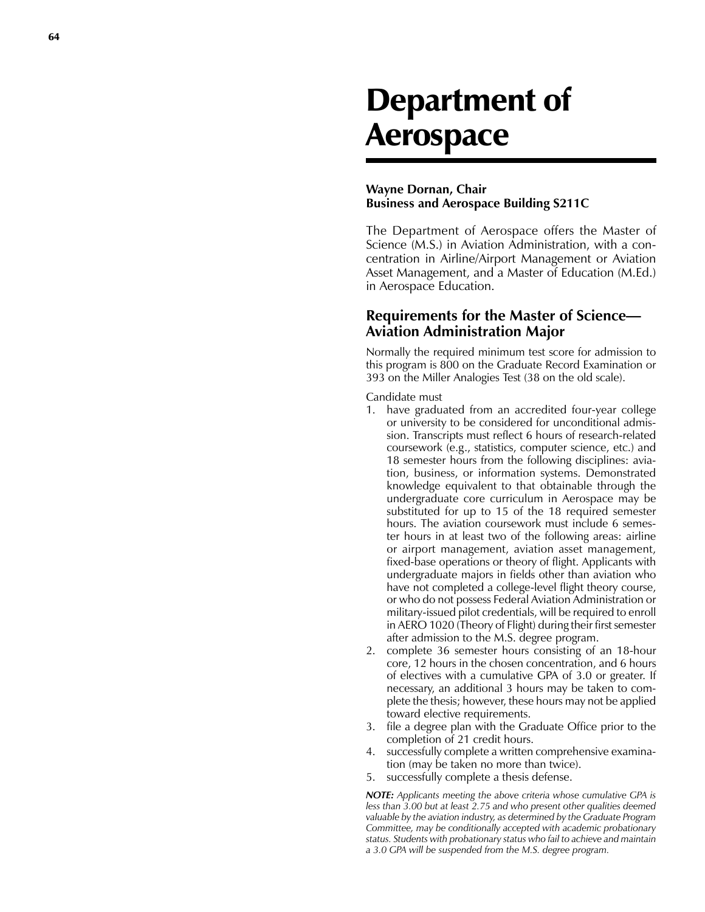# Department of Aerospace

**Wayne Dornan, Chair**
**Business and Aerospace Building S211C**

The Department of Aerospace offers the Master of Science (M.S.) in Aviation Administration, with a concentration in Airline/Airport Management or Aviation Asset Management, and a Master of Education (M.Ed.) in Aerospace Education.

## Requirements for the Master of Science—Aviation Administration Major

Normally the required minimum test score for admission to this program is 800 on the Graduate Record Examination or 393 on the Miller Analogies Test (38 on the old scale).

Candidate must

1. have graduated from an accredited four-year college or university to be considered for unconditional admission. Transcripts must reflect 6 hours of research-related coursework (e.g., statistics, computer science, etc.) and 18 semester hours from the following disciplines: aviation, business, or information systems. Demonstrated knowledge equivalent to that obtainable through the undergraduate core curriculum in Aerospace may be substituted for up to 15 of the 18 required semester hours. The aviation coursework must include 6 semester hours in at least two of the following areas: airline or airport management, aviation asset management, fixed-base operations or theory of flight. Applicants with undergraduate majors in fields other than aviation who have not completed a college-level flight theory course, or who do not possess Federal Aviation Administration or military-issued pilot credentials, will be required to enroll in AERO 1020 (Theory of Flight) during their first semester after admission to the M.S. degree program.
2. complete 36 semester hours consisting of an 18-hour core, 12 hours in the chosen concentration, and 6 hours of electives with a cumulative GPA of 3.0 or greater. If necessary, an additional 3 hours may be taken to complete the thesis; however, these hours may not be applied toward elective requirements.
3. file a degree plan with the Graduate Office prior to the completion of 21 credit hours.
4. successfully complete a written comprehensive examination (may be taken no more than twice).
5. successfully complete a thesis defense.

***NOTE:*** *Applicants meeting the above criteria whose cumulative GPA is less than 3.00 but at least 2.75 and who present other qualities deemed valuable by the aviation industry, as determined by the Graduate Program Committee, may be conditionally accepted with academic probationary status. Students with probationary status who fail to achieve and maintain a 3.0 GPA will be suspended from the M.S. degree program.*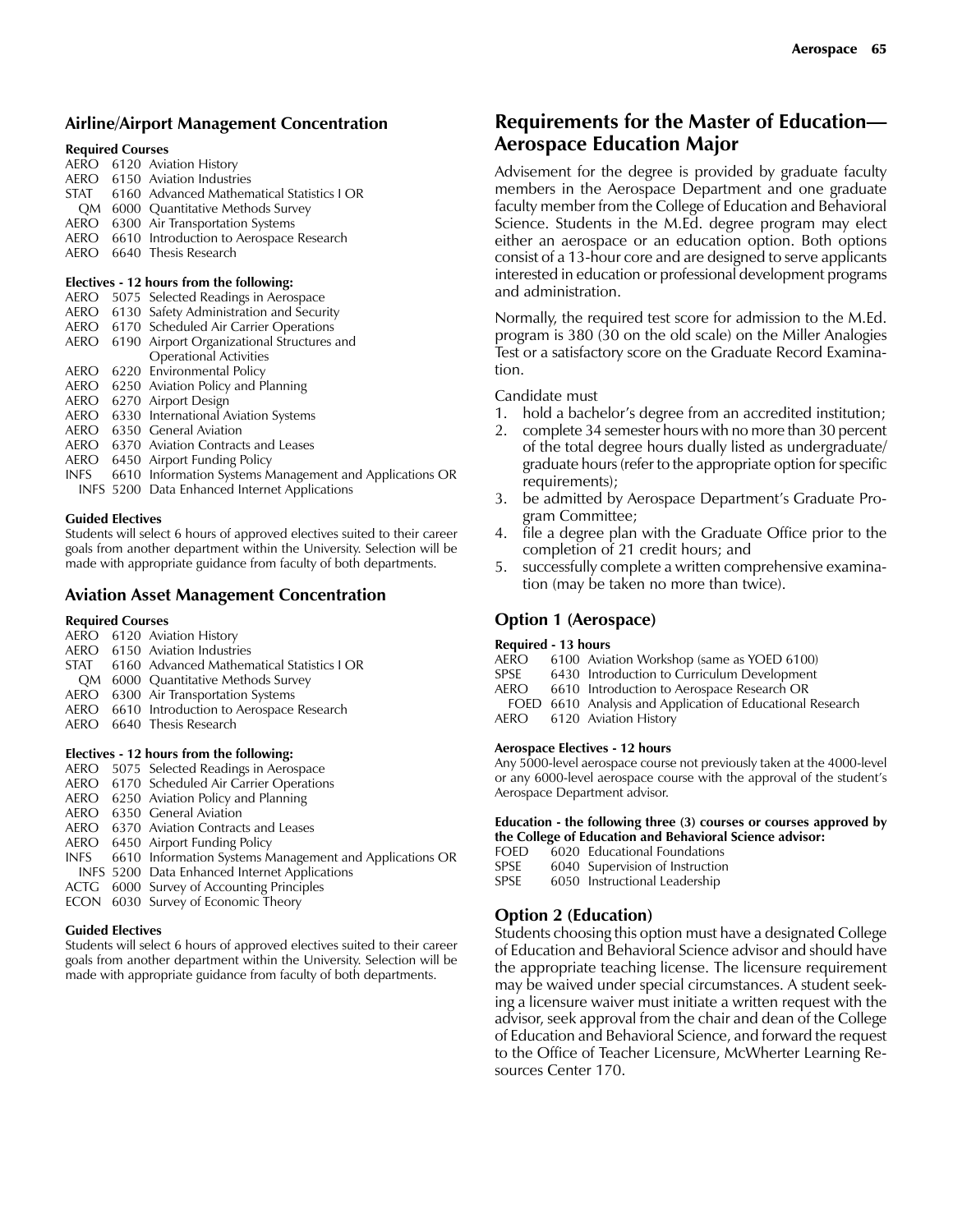## Airline/Airport Management Concentration

**Required Courses**

AERO 6120 Aviation History
AERO 6150 Aviation Industries
STAT 6160 Advanced Mathematical Statistics I OR
  QM 6000 Quantitative Methods Survey
AERO 6300 Air Transportation Systems
AERO 6610 Introduction to Aerospace Research
AERO 6640 Thesis Research

**Electives - 12 hours from the following:**

AERO 5075 Selected Readings in Aerospace
AERO 6130 Safety Administration and Security
AERO 6170 Scheduled Air Carrier Operations
AERO 6190 Airport Organizational Structures and Operational Activities
AERO 6220 Environmental Policy
AERO 6250 Aviation Policy and Planning
AERO 6270 Airport Design
AERO 6330 International Aviation Systems
AERO 6350 General Aviation
AERO 6370 Aviation Contracts and Leases
AERO 6450 Airport Funding Policy
INFS 6610 Information Systems Management and Applications OR
  INFS 5200 Data Enhanced Internet Applications

**Guided Electives**

Students will select 6 hours of approved electives suited to their career goals from another department within the University. Selection will be made with appropriate guidance from faculty of both departments.

## Aviation Asset Management Concentration

**Required Courses**

AERO 6120 Aviation History
AERO 6150 Aviation Industries
STAT 6160 Advanced Mathematical Statistics I OR
  QM 6000 Quantitative Methods Survey
AERO 6300 Air Transportation Systems
AERO 6610 Introduction to Aerospace Research
AERO 6640 Thesis Research

**Electives - 12 hours from the following:**

AERO 5075 Selected Readings in Aerospace
AERO 6170 Scheduled Air Carrier Operations
AERO 6250 Aviation Policy and Planning
AERO 6350 General Aviation
AERO 6370 Aviation Contracts and Leases
AERO 6450 Airport Funding Policy
INFS 6610 Information Systems Management and Applications OR
  INFS 5200 Data Enhanced Internet Applications
ACTG 6000 Survey of Accounting Principles
ECON 6030 Survey of Economic Theory

**Guided Electives**

Students will select 6 hours of approved electives suited to their career goals from another department within the University. Selection will be made with appropriate guidance from faculty of both departments.

# Requirements for the Master of Education—Aerospace Education Major

Advisement for the degree is provided by graduate faculty members in the Aerospace Department and one graduate faculty member from the College of Education and Behavioral Science. Students in the M.Ed. degree program may elect either an aerospace or an education option. Both options consist of a 13-hour core and are designed to serve applicants interested in education or professional development programs and administration.

Normally, the required test score for admission to the M.Ed. program is 380 (30 on the old scale) on the Miller Analogies Test or a satisfactory score on the Graduate Record Examination.

Candidate must

1. hold a bachelor's degree from an accredited institution;
2. complete 34 semester hours with no more than 30 percent of the total degree hours dually listed as undergraduate/graduate hours (refer to the appropriate option for specific requirements);
3. be admitted by Aerospace Department's Graduate Program Committee;
4. file a degree plan with the Graduate Office prior to the completion of 21 credit hours; and
5. successfully complete a written comprehensive examination (may be taken no more than twice).

## Option 1 (Aerospace)

**Required - 13 hours**

AERO 6100 Aviation Workshop (same as YOED 6100)
SPSE 6430 Introduction to Curriculum Development
AERO 6610 Introduction to Aerospace Research OR
  FOED 6610 Analysis and Application of Educational Research
AERO 6120 Aviation History

**Aerospace Electives - 12 hours**

Any 5000-level aerospace course not previously taken at the 4000-level or any 6000-level aerospace course with the approval of the student's Aerospace Department advisor.

**Education - the following three (3) courses or courses approved by the College of Education and Behavioral Science advisor:**

FOED 6020 Educational Foundations
SPSE 6040 Supervision of Instruction
SPSE 6050 Instructional Leadership

## Option 2 (Education)

Students choosing this option must have a designated College of Education and Behavioral Science advisor and should have the appropriate teaching license. The licensure requirement may be waived under special circumstances. A student seeking a licensure waiver must initiate a written request with the advisor, seek approval from the chair and dean of the College of Education and Behavioral Science, and forward the request to the Office of Teacher Licensure, McWherter Learning Resources Center 170.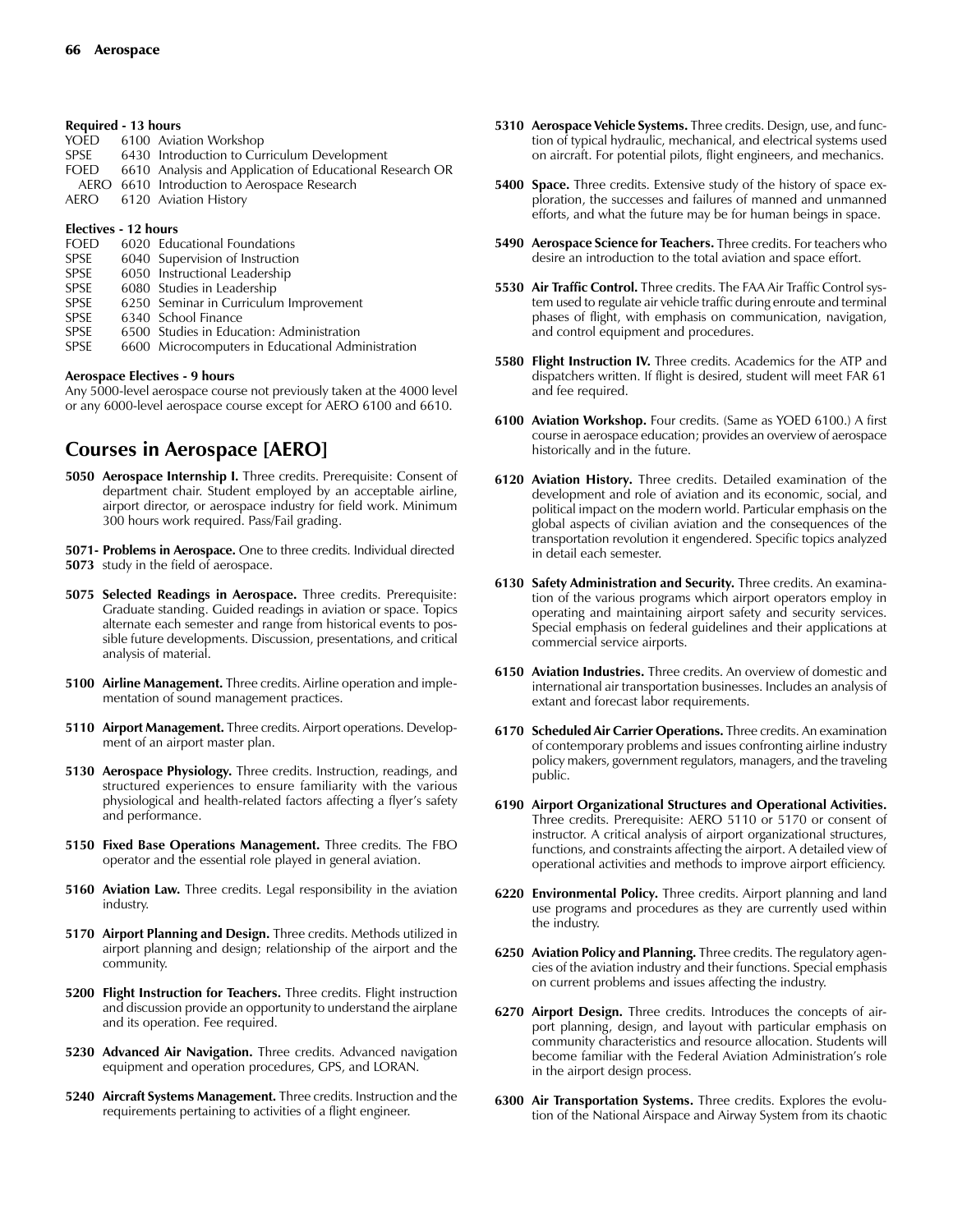**Required - 13 hours**

YOED 6100 Aviation Workshop
SPSE 6430 Introduction to Curriculum Development
FOED 6610 Analysis and Application of Educational Research OR
AERO 6610 Introduction to Aerospace Research
AERO 6120 Aviation History

**Electives - 12 hours**

FOED 6020 Educational Foundations
SPSE 6040 Supervision of Instruction
SPSE 6050 Instructional Leadership
SPSE 6080 Studies in Leadership
SPSE 6250 Seminar in Curriculum Improvement
SPSE 6340 School Finance
SPSE 6500 Studies in Education: Administration
SPSE 6600 Microcomputers in Educational Administration

**Aerospace Electives - 9 hours**

Any 5000-level aerospace course not previously taken at the 4000 level or any 6000-level aerospace course except for AERO 6100 and 6610.

## Courses in Aerospace [AERO]

**5050 Aerospace Internship I.** Three credits. Prerequisite: Consent of department chair. Student employed by an acceptable airline, airport director, or aerospace industry for field work. Minimum 300 hours work required. Pass/Fail grading.

**5071- 5073 Problems in Aerospace.** One to three credits. Individual directed study in the field of aerospace.

**5075 Selected Readings in Aerospace.** Three credits. Prerequisite: Graduate standing. Guided readings in aviation or space. Topics alternate each semester and range from historical events to possible future developments. Discussion, presentations, and critical analysis of material.

**5100 Airline Management.** Three credits. Airline operation and implementation of sound management practices.

**5110 Airport Management.** Three credits. Airport operations. Development of an airport master plan.

**5130 Aerospace Physiology.** Three credits. Instruction, readings, and structured experiences to ensure familiarity with the various physiological and health-related factors affecting a flyer's safety and performance.

**5150 Fixed Base Operations Management.** Three credits. The FBO operator and the essential role played in general aviation.

**5160 Aviation Law.** Three credits. Legal responsibility in the aviation industry.

**5170 Airport Planning and Design.** Three credits. Methods utilized in airport planning and design; relationship of the airport and the community.

**5200 Flight Instruction for Teachers.** Three credits. Flight instruction and discussion provide an opportunity to understand the airplane and its operation. Fee required.

**5230 Advanced Air Navigation.** Three credits. Advanced navigation equipment and operation procedures, GPS, and LORAN.

**5240 Aircraft Systems Management.** Three credits. Instruction and the requirements pertaining to activities of a flight engineer.

**5310 Aerospace Vehicle Systems.** Three credits. Design, use, and function of typical hydraulic, mechanical, and electrical systems used on aircraft. For potential pilots, flight engineers, and mechanics.

**5400 Space.** Three credits. Extensive study of the history of space exploration, the successes and failures of manned and unmanned efforts, and what the future may be for human beings in space.

**5490 Aerospace Science for Teachers.** Three credits. For teachers who desire an introduction to the total aviation and space effort.

**5530 Air Traffic Control.** Three credits. The FAA Air Traffic Control system used to regulate air vehicle traffic during enroute and terminal phases of flight, with emphasis on communication, navigation, and control equipment and procedures.

**5580 Flight Instruction IV.** Three credits. Academics for the ATP and dispatchers written. If flight is desired, student will meet FAR 61 and fee required.

**6100 Aviation Workshop.** Four credits. (Same as YOED 6100.) A first course in aerospace education; provides an overview of aerospace historically and in the future.

**6120 Aviation History.** Three credits. Detailed examination of the development and role of aviation and its economic, social, and political impact on the modern world. Particular emphasis on the global aspects of civilian aviation and the consequences of the transportation revolution it engendered. Specific topics analyzed in detail each semester.

**6130 Safety Administration and Security.** Three credits. An examination of the various programs which airport operators employ in operating and maintaining airport safety and security services. Special emphasis on federal guidelines and their applications at commercial service airports.

**6150 Aviation Industries.** Three credits. An overview of domestic and international air transportation businesses. Includes an analysis of extant and forecast labor requirements.

**6170 Scheduled Air Carrier Operations.** Three credits. An examination of contemporary problems and issues confronting airline industry policy makers, government regulators, managers, and the traveling public.

**6190 Airport Organizational Structures and Operational Activities.** Three credits. Prerequisite: AERO 5110 or 5170 or consent of instructor. A critical analysis of airport organizational structures, functions, and constraints affecting the airport. A detailed view of operational activities and methods to improve airport efficiency.

**6220 Environmental Policy.** Three credits. Airport planning and land use programs and procedures as they are currently used within the industry.

**6250 Aviation Policy and Planning.** Three credits. The regulatory agencies of the aviation industry and their functions. Special emphasis on current problems and issues affecting the industry.

**6270 Airport Design.** Three credits. Introduces the concepts of airport planning, design, and layout with particular emphasis on community characteristics and resource allocation. Students will become familiar with the Federal Aviation Administration's role in the airport design process.

**6300 Air Transportation Systems.** Three credits. Explores the evolution of the National Airspace and Airway System from its chaotic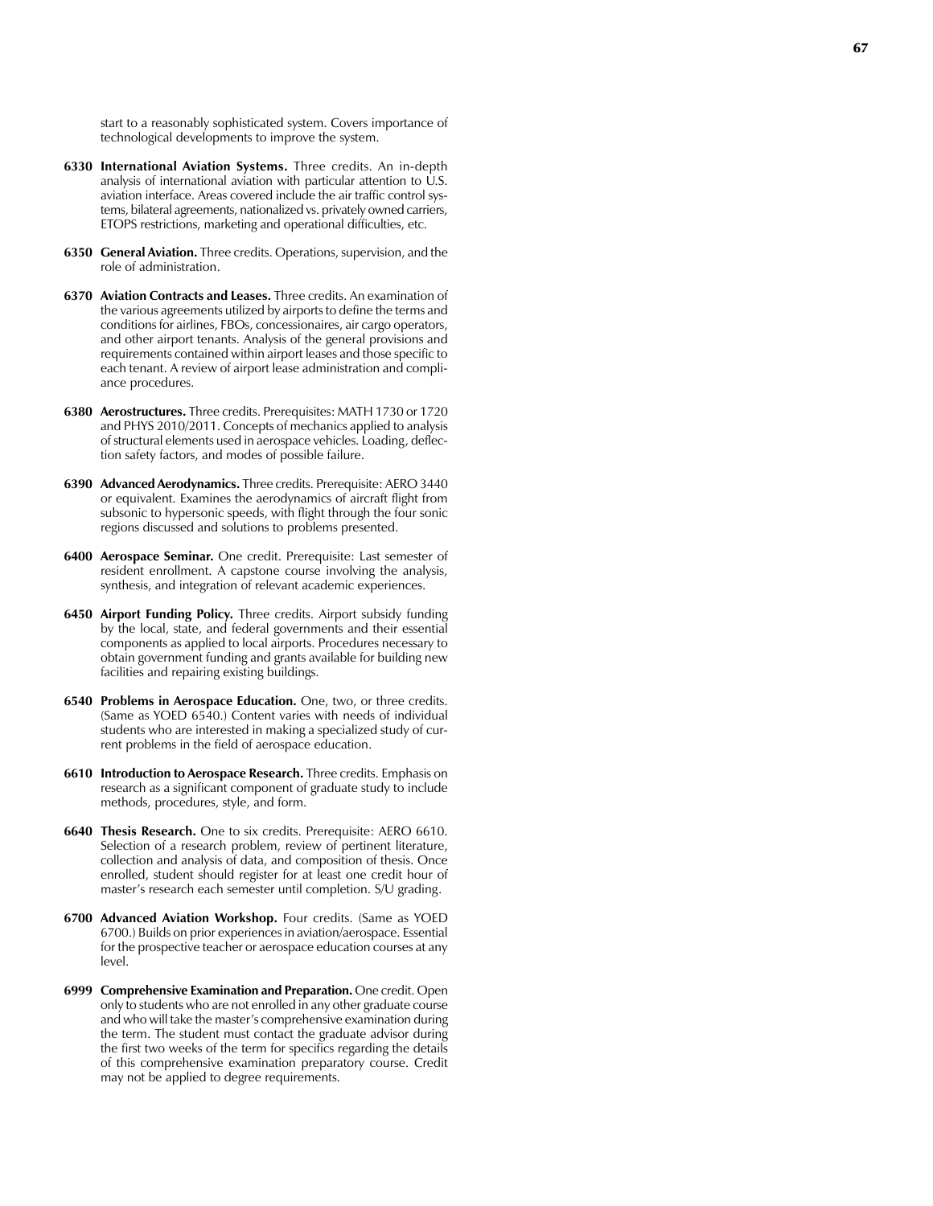start to a reasonably sophisticated system. Covers importance of technological developments to improve the system.

**6330 International Aviation Systems.** Three credits. An in-depth analysis of international aviation with particular attention to U.S. aviation interface. Areas covered include the air traffic control systems, bilateral agreements, nationalized vs. privately owned carriers, ETOPS restrictions, marketing and operational difficulties, etc.

**6350 General Aviation.** Three credits. Operations, supervision, and the role of administration.

**6370 Aviation Contracts and Leases.** Three credits. An examination of the various agreements utilized by airports to define the terms and conditions for airlines, FBOs, concessionaires, air cargo operators, and other airport tenants. Analysis of the general provisions and requirements contained within airport leases and those specific to each tenant. A review of airport lease administration and compliance procedures.

**6380 Aerostructures.** Three credits. Prerequisites: MATH 1730 or 1720 and PHYS 2010/2011. Concepts of mechanics applied to analysis of structural elements used in aerospace vehicles. Loading, deflection safety factors, and modes of possible failure.

**6390 Advanced Aerodynamics.** Three credits. Prerequisite: AERO 3440 or equivalent. Examines the aerodynamics of aircraft flight from subsonic to hypersonic speeds, with flight through the four sonic regions discussed and solutions to problems presented.

**6400 Aerospace Seminar.** One credit. Prerequisite: Last semester of resident enrollment. A capstone course involving the analysis, synthesis, and integration of relevant academic experiences.

**6450 Airport Funding Policy.** Three credits. Airport subsidy funding by the local, state, and federal governments and their essential components as applied to local airports. Procedures necessary to obtain government funding and grants available for building new facilities and repairing existing buildings.

**6540 Problems in Aerospace Education.** One, two, or three credits. (Same as YOED 6540.) Content varies with needs of individual students who are interested in making a specialized study of current problems in the field of aerospace education.

**6610 Introduction to Aerospace Research.** Three credits. Emphasis on research as a significant component of graduate study to include methods, procedures, style, and form.

**6640 Thesis Research.** One to six credits. Prerequisite: AERO 6610. Selection of a research problem, review of pertinent literature, collection and analysis of data, and composition of thesis. Once enrolled, student should register for at least one credit hour of master's research each semester until completion. S/U grading.

**6700 Advanced Aviation Workshop.** Four credits. (Same as YOED 6700.) Builds on prior experiences in aviation/aerospace. Essential for the prospective teacher or aerospace education courses at any level.

**6999 Comprehensive Examination and Preparation.** One credit. Open only to students who are not enrolled in any other graduate course and who will take the master's comprehensive examination during the term. The student must contact the graduate advisor during the first two weeks of the term for specifics regarding the details of this comprehensive examination preparatory course. Credit may not be applied to degree requirements.